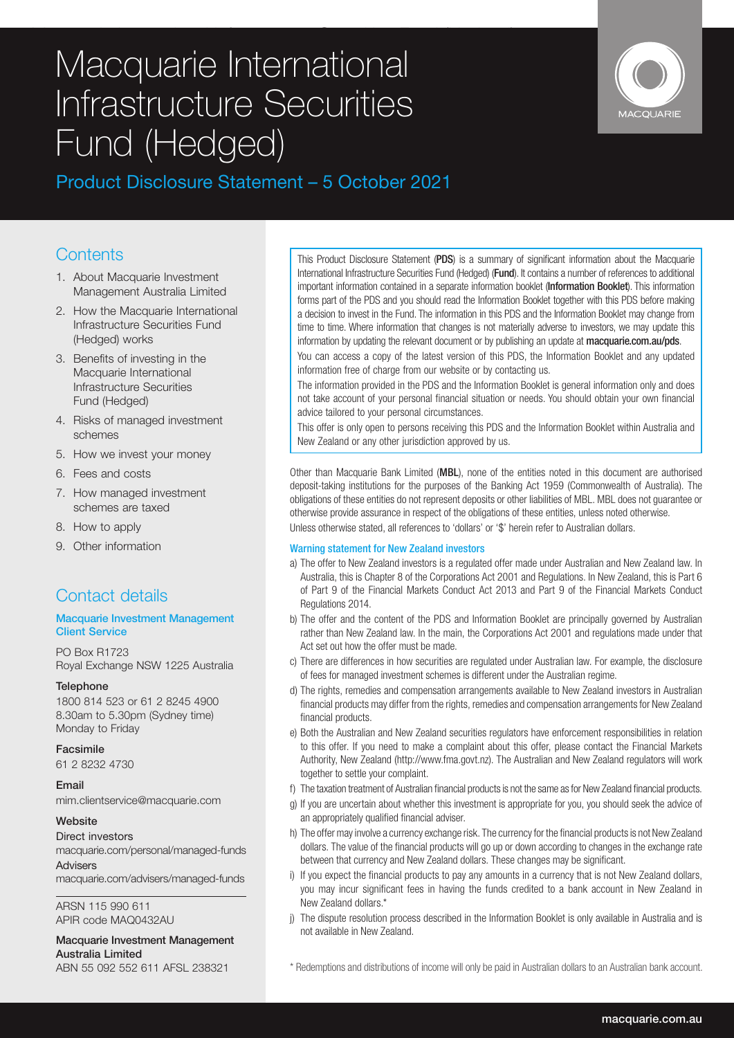# Macquarie International Infrastructure Securities Fund (Hedged)

## Product Disclosure Statement – 5 October 2021

## Contents

1. About Macquarie Investment Management Australia Limited
2. How the Macquarie International Infrastructure Securities Fund (Hedged) works
3. Benefits of investing in the Macquarie International Infrastructure Securities Fund (Hedged)
4. Risks of managed investment schemes
5. How we invest your money
6. Fees and costs
7. How managed investment schemes are taxed
8. How to apply
9. Other information

## Contact details

**Macquarie Investment Management Client Service**

PO Box R1723
Royal Exchange NSW 1225 Australia

**Telephone**
1800 814 523 or 61 2 8245 4900
8.30am to 5.30pm (Sydney time)
Monday to Friday

**Facsimile**
61 2 8232 4730

**Email**
mim.clientservice@macquarie.com

**Website**
Direct investors
macquarie.com/personal/managed-funds
Advisers
macquarie.com/advisers/managed-funds

ARSN 115 990 611
APIR code MAQ0432AU

**Macquarie Investment Management Australia Limited**
ABN 55 092 552 611 AFSL 238321

This Product Disclosure Statement (**PDS**) is a summary of significant information about the Macquarie International Infrastructure Securities Fund (Hedged) (**Fund**). It contains a number of references to additional important information contained in a separate information booklet (**Information Booklet**). This information forms part of the PDS and you should read the Information Booklet together with this PDS before making a decision to invest in the Fund. The information in this PDS and the Information Booklet may change from time to time. Where information that changes is not materially adverse to investors, we may update this information by updating the relevant document or by publishing an update at **macquarie.com.au/pds**.

You can access a copy of the latest version of this PDS, the Information Booklet and any updated information free of charge from our website or by contacting us.

The information provided in the PDS and the Information Booklet is general information only and does not take account of your personal financial situation or needs. You should obtain your own financial advice tailored to your personal circumstances.

This offer is only open to persons receiving this PDS and the Information Booklet within Australia and New Zealand or any other jurisdiction approved by us.

Other than Macquarie Bank Limited (**MBL**), none of the entities noted in this document are authorised deposit-taking institutions for the purposes of the Banking Act 1959 (Commonwealth of Australia). The obligations of these entities do not represent deposits or other liabilities of MBL. MBL does not guarantee or otherwise provide assurance in respect of the obligations of these entities, unless noted otherwise.

Unless otherwise stated, all references to 'dollars' or '$' herein refer to Australian dollars.

### Warning statement for New Zealand investors

a) The offer to New Zealand investors is a regulated offer made under Australian and New Zealand law. In Australia, this is Chapter 8 of the Corporations Act 2001 and Regulations. In New Zealand, this is Part 6 of Part 9 of the Financial Markets Conduct Act 2013 and Part 9 of the Financial Markets Conduct Regulations 2014.

b) The offer and the content of the PDS and Information Booklet are principally governed by Australian rather than New Zealand law. In the main, the Corporations Act 2001 and regulations made under that Act set out how the offer must be made.

c) There are differences in how securities are regulated under Australian law. For example, the disclosure of fees for managed investment schemes is different under the Australian regime.

d) The rights, remedies and compensation arrangements available to New Zealand investors in Australian financial products may differ from the rights, remedies and compensation arrangements for New Zealand financial products.

e) Both the Australian and New Zealand securities regulators have enforcement responsibilities in relation to this offer. If you need to make a complaint about this offer, please contact the Financial Markets Authority, New Zealand (http://www.fma.govt.nz). The Australian and New Zealand regulators will work together to settle your complaint.

f) The taxation treatment of Australian financial products is not the same as for New Zealand financial products.

g) If you are uncertain about whether this investment is appropriate for you, you should seek the advice of an appropriately qualified financial adviser.

h) The offer may involve a currency exchange risk. The currency for the financial products is not New Zealand dollars. The value of the financial products will go up or down according to changes in the exchange rate between that currency and New Zealand dollars. These changes may be significant.

i) If you expect the financial products to pay any amounts in a currency that is not New Zealand dollars, you may incur significant fees in having the funds credited to a bank account in New Zealand in New Zealand dollars.*

j) The dispute resolution process described in the Information Booklet is only available in Australia and is not available in New Zealand.

\* Redemptions and distributions of income will only be paid in Australian dollars to an Australian bank account.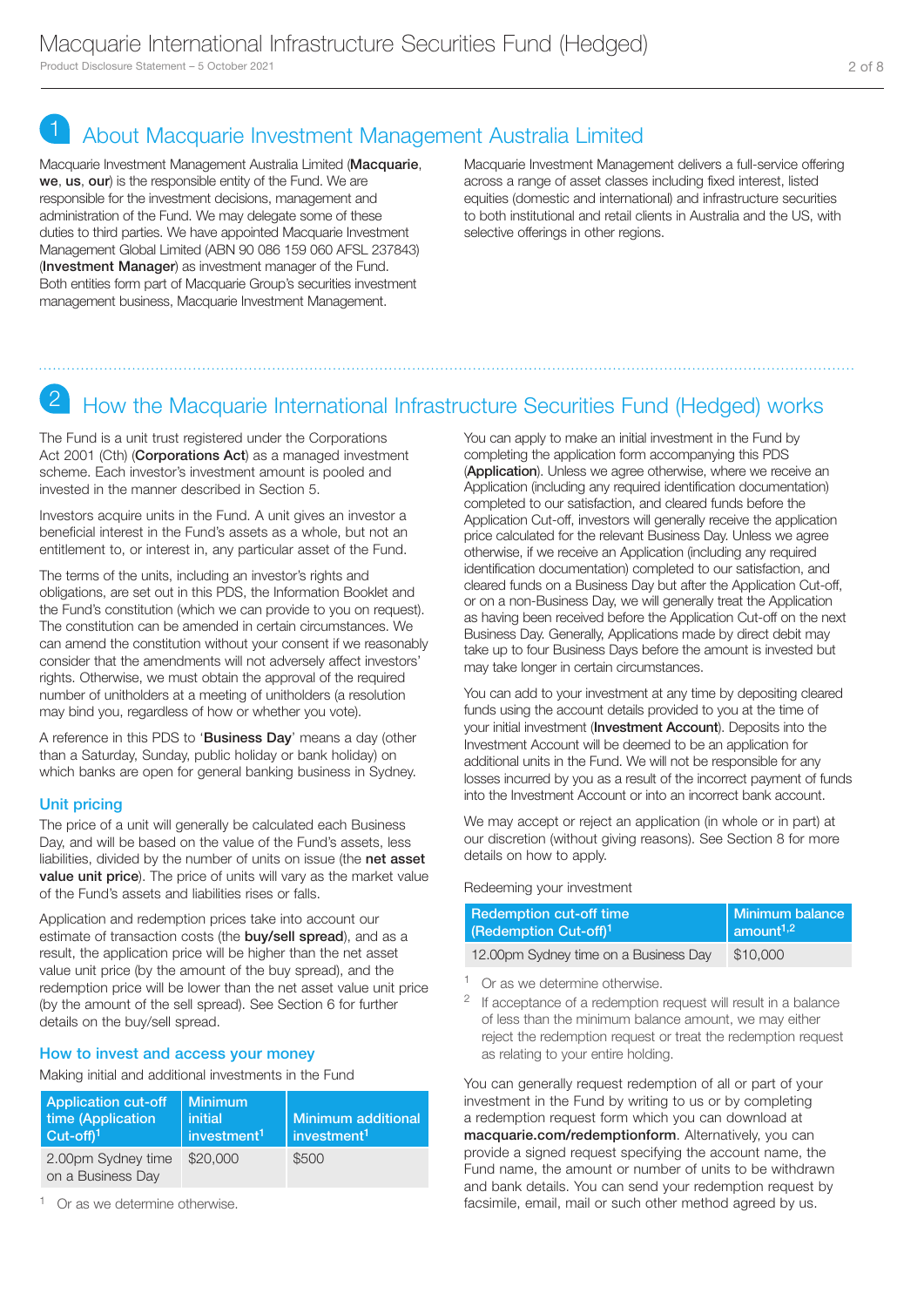## 1 About Macquarie Investment Management Australia Limited

Macquarie Investment Management Australia Limited (**Macquarie**, **we**, **us**, **our**) is the responsible entity of the Fund. We are responsible for the investment decisions, management and administration of the Fund. We may delegate some of these duties to third parties. We have appointed Macquarie Investment Management Global Limited (ABN 90 086 159 060 AFSL 237843) (**Investment Manager**) as investment manager of the Fund. Both entities form part of Macquarie Group's securities investment management business, Macquarie Investment Management.

Macquarie Investment Management delivers a full-service offering across a range of asset classes including fixed interest, listed equities (domestic and international) and infrastructure securities to both institutional and retail clients in Australia and the US, with selective offerings in other regions.

## 2 How the Macquarie International Infrastructure Securities Fund (Hedged) works

The Fund is a unit trust registered under the Corporations Act 2001 (Cth) (**Corporations Act**) as a managed investment scheme. Each investor's investment amount is pooled and invested in the manner described in Section 5.

Investors acquire units in the Fund. A unit gives an investor a beneficial interest in the Fund's assets as a whole, but not an entitlement to, or interest in, any particular asset of the Fund.

The terms of the units, including an investor's rights and obligations, are set out in this PDS, the Information Booklet and the Fund's constitution (which we can provide to you on request). The constitution can be amended in certain circumstances. We can amend the constitution without your consent if we reasonably consider that the amendments will not adversely affect investors' rights. Otherwise, we must obtain the approval of the required number of unitholders at a meeting of unitholders (a resolution may bind you, regardless of how or whether you vote).

A reference in this PDS to '**Business Day**' means a day (other than a Saturday, Sunday, public holiday or bank holiday) on which banks are open for general banking business in Sydney.

### Unit pricing

The price of a unit will generally be calculated each Business Day, and will be based on the value of the Fund's assets, less liabilities, divided by the number of units on issue (the **net asset value unit price**). The price of units will vary as the market value of the Fund's assets and liabilities rises or falls.

Application and redemption prices take into account our estimate of transaction costs (the **buy/sell spread**), and as a result, the application price will be higher than the net asset value unit price (by the amount of the buy spread), and the redemption price will be lower than the net asset value unit price (by the amount of the sell spread). See Section 6 for further details on the buy/sell spread.

### How to invest and access your money

Making initial and additional investments in the Fund

| Application cut-off time (Application Cut-off)[1] | Minimum initial investment[1] | Minimum additional investment[1] |
|---|---|---|
| 2.00pm Sydney time on a Business Day | $20,000 | $500 |

[1] Or as we determine otherwise.

You can apply to make an initial investment in the Fund by completing the application form accompanying this PDS (**Application**). Unless we agree otherwise, where we receive an Application (including any required identification documentation) completed to our satisfaction, and cleared funds before the Application Cut-off, investors will generally receive the application price calculated for the relevant Business Day. Unless we agree otherwise, if we receive an Application (including any required identification documentation) completed to our satisfaction, and cleared funds on a Business Day but after the Application Cut-off, or on a non-Business Day, we will generally treat the Application as having been received before the Application Cut-off on the next Business Day. Generally, Applications made by direct debit may take up to four Business Days before the amount is invested but may take longer in certain circumstances.

You can add to your investment at any time by depositing cleared funds using the account details provided to you at the time of your initial investment (**Investment Account**). Deposits into the Investment Account will be deemed to be an application for additional units in the Fund. We will not be responsible for any losses incurred by you as a result of the incorrect payment of funds into the Investment Account or into an incorrect bank account.

We may accept or reject an application (in whole or in part) at our discretion (without giving reasons). See Section 8 for more details on how to apply.

Redeeming your investment

| Redemption cut-off time (Redemption Cut-off)[1] | Minimum balance amount[1,2] |
|---|---|
| 12.00pm Sydney time on a Business Day | $10,000 |

[1] Or as we determine otherwise.

[2] If acceptance of a redemption request will result in a balance of less than the minimum balance amount, we may either reject the redemption request or treat the redemption request as relating to your entire holding.

You can generally request redemption of all or part of your investment in the Fund by writing to us or by completing a redemption request form which you can download at **macquarie.com/redemptionform**. Alternatively, you can provide a signed request specifying the account name, the Fund name, the amount or number of units to be withdrawn and bank details. You can send your redemption request by facsimile, email, mail or such other method agreed by us.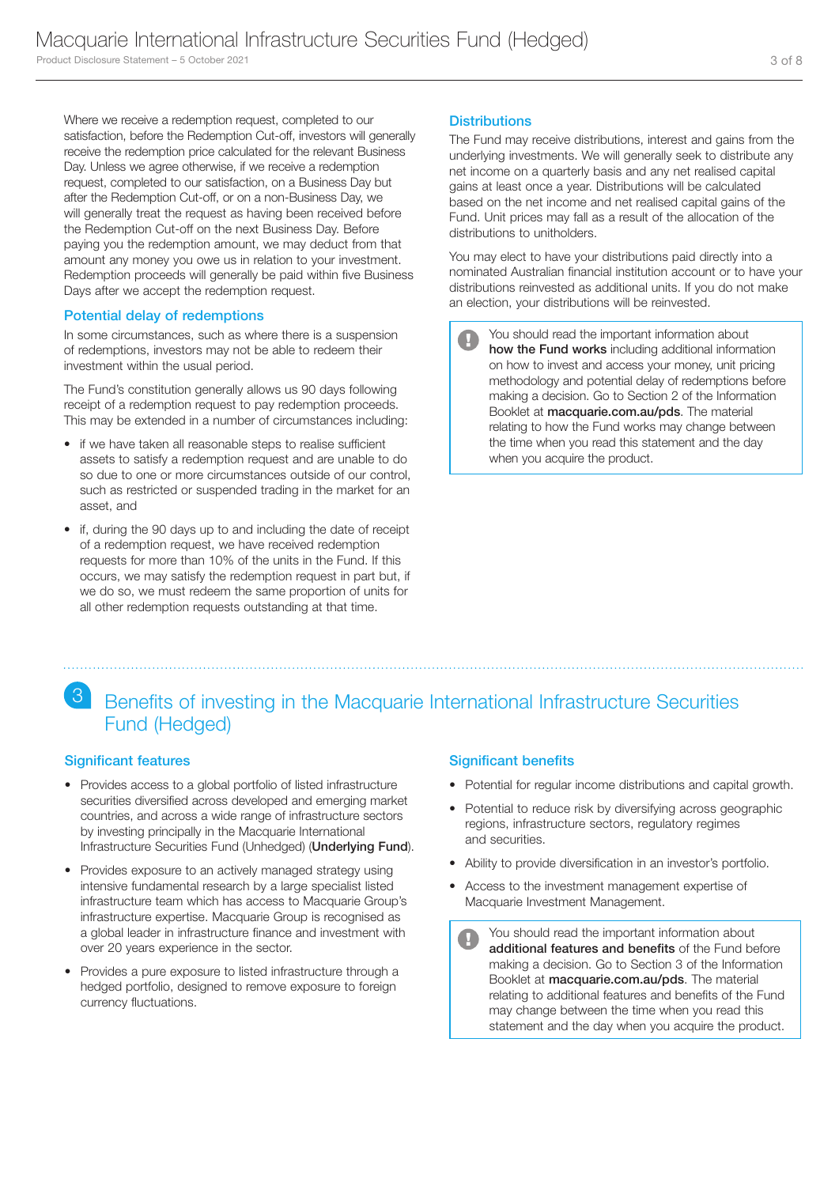Where we receive a redemption request, completed to our satisfaction, before the Redemption Cut-off, investors will generally receive the redemption price calculated for the relevant Business Day. Unless we agree otherwise, if we receive a redemption request, completed to our satisfaction, on a Business Day but after the Redemption Cut-off, or on a non-Business Day, we will generally treat the request as having been received before the Redemption Cut-off on the next Business Day. Before paying you the redemption amount, we may deduct from that amount any money you owe us in relation to your investment. Redemption proceeds will generally be paid within five Business Days after we accept the redemption request.

### Potential delay of redemptions

In some circumstances, such as where there is a suspension of redemptions, investors may not be able to redeem their investment within the usual period.

The Fund's constitution generally allows us 90 days following receipt of a redemption request to pay redemption proceeds. This may be extended in a number of circumstances including:

- if we have taken all reasonable steps to realise sufficient assets to satisfy a redemption request and are unable to do so due to one or more circumstances outside of our control, such as restricted or suspended trading in the market for an asset, and
- if, during the 90 days up to and including the date of receipt of a redemption request, we have received redemption requests for more than 10% of the units in the Fund. If this occurs, we may satisfy the redemption request in part but, if we do so, we must redeem the same proportion of units for all other redemption requests outstanding at that time.

### Distributions

The Fund may receive distributions, interest and gains from the underlying investments. We will generally seek to distribute any net income on a quarterly basis and any net realised capital gains at least once a year. Distributions will be calculated based on the net income and net realised capital gains of the Fund. Unit prices may fall as a result of the allocation of the distributions to unitholders.

You may elect to have your distributions paid directly into a nominated Australian financial institution account or to have your distributions reinvested as additional units. If you do not make an election, your distributions will be reinvested.

> You should read the important information about **how the Fund works** including additional information on how to invest and access your money, unit pricing methodology and potential delay of redemptions before making a decision. Go to Section 2 of the Information Booklet at **macquarie.com.au/pds**. The material relating to how the Fund works may change between the time when you read this statement and the day when you acquire the product.

## 3 Benefits of investing in the Macquarie International Infrastructure Securities Fund (Hedged)

### Significant features

- Provides access to a global portfolio of listed infrastructure securities diversified across developed and emerging market countries, and across a wide range of infrastructure sectors by investing principally in the Macquarie International Infrastructure Securities Fund (Unhedged) (**Underlying Fund**).
- Provides exposure to an actively managed strategy using intensive fundamental research by a large specialist listed infrastructure team which has access to Macquarie Group's infrastructure expertise. Macquarie Group is recognised as a global leader in infrastructure finance and investment with over 20 years experience in the sector.
- Provides a pure exposure to listed infrastructure through a hedged portfolio, designed to remove exposure to foreign currency fluctuations.

### Significant benefits

- Potential for regular income distributions and capital growth.
- Potential to reduce risk by diversifying across geographic regions, infrastructure sectors, regulatory regimes and securities.
- Ability to provide diversification in an investor's portfolio.
- Access to the investment management expertise of Macquarie Investment Management.

> You should read the important information about **additional features and benefits** of the Fund before making a decision. Go to Section 3 of the Information Booklet at **macquarie.com.au/pds**. The material relating to additional features and benefits of the Fund may change between the time when you read this statement and the day when you acquire the product.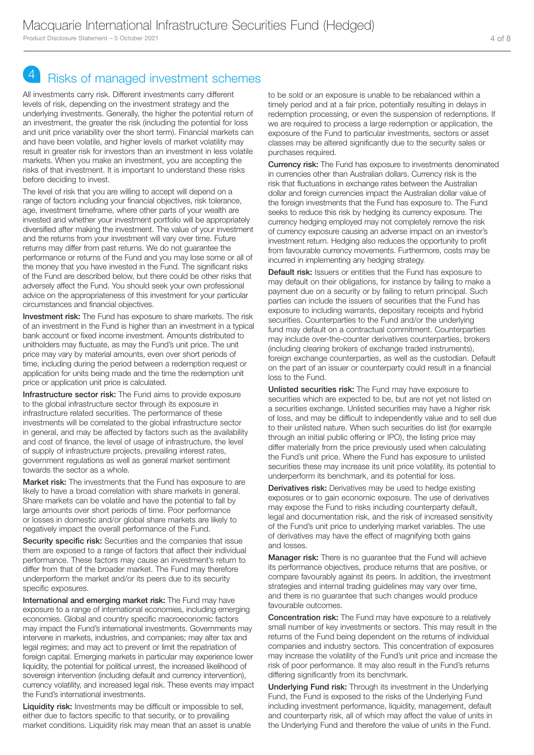## 4 Risks of managed investment schemes

All investments carry risk. Different investments carry different levels of risk, depending on the investment strategy and the underlying investments. Generally, the higher the potential return of an investment, the greater the risk (including the potential for loss and unit price variability over the short term). Financial markets can and have been volatile, and higher levels of market volatility may result in greater risk for investors than an investment in less volatile markets. When you make an investment, you are accepting the risks of that investment. It is important to understand these risks before deciding to invest.

The level of risk that you are willing to accept will depend on a range of factors including your financial objectives, risk tolerance, age, investment timeframe, where other parts of your wealth are invested and whether your investment portfolio will be appropriately diversified after making the investment. The value of your investment and the returns from your investment will vary over time. Future returns may differ from past returns. We do not guarantee the performance or returns of the Fund and you may lose some or all of the money that you have invested in the Fund. The significant risks of the Fund are described below, but there could be other risks that adversely affect the Fund. You should seek your own professional advice on the appropriateness of this investment for your particular circumstances and financial objectives.

**Investment risk:** The Fund has exposure to share markets. The risk of an investment in the Fund is higher than an investment in a typical bank account or fixed income investment. Amounts distributed to unitholders may fluctuate, as may the Fund's unit price. The unit price may vary by material amounts, even over short periods of time, including during the period between a redemption request or application for units being made and the time the redemption unit price or application unit price is calculated.

**Infrastructure sector risk:** The Fund aims to provide exposure to the global infrastructure sector through its exposure in infrastructure related securities. The performance of these investments will be correlated to the global infrastructure sector in general, and may be affected by factors such as the availability and cost of finance, the level of usage of infrastructure, the level of supply of infrastructure projects, prevailing interest rates, government regulations as well as general market sentiment towards the sector as a whole.

**Market risk:** The investments that the Fund has exposure to are likely to have a broad correlation with share markets in general. Share markets can be volatile and have the potential to fall by large amounts over short periods of time. Poor performance or losses in domestic and/or global share markets are likely to negatively impact the overall performance of the Fund.

**Security specific risk:** Securities and the companies that issue them are exposed to a range of factors that affect their individual performance. These factors may cause an investment's return to differ from that of the broader market. The Fund may therefore underperform the market and/or its peers due to its security specific exposures.

**International and emerging market risk:** The Fund may have exposure to a range of international economies, including emerging economies. Global and country specific macroeconomic factors may impact the Fund's international investments. Governments may intervene in markets, industries, and companies; may alter tax and legal regimes; and may act to prevent or limit the repatriation of foreign capital. Emerging markets in particular may experience lower liquidity, the potential for political unrest, the increased likelihood of sovereign intervention (including default and currency intervention), currency volatility, and increased legal risk. These events may impact the Fund's international investments.

**Liquidity risk:** Investments may be difficult or impossible to sell, either due to factors specific to that security, or to prevailing market conditions. Liquidity risk may mean that an asset is unable to be sold or an exposure is unable to be rebalanced within a timely period and at a fair price, potentially resulting in delays in redemption processing, or even the suspension of redemptions. If we are required to process a large redemption or application, the exposure of the Fund to particular investments, sectors or asset classes may be altered significantly due to the security sales or purchases required.

**Currency risk:** The Fund has exposure to investments denominated in currencies other than Australian dollars. Currency risk is the risk that fluctuations in exchange rates between the Australian dollar and foreign currencies impact the Australian dollar value of the foreign investments that the Fund has exposure to. The Fund seeks to reduce this risk by hedging its currency exposure. The currency hedging employed may not completely remove the risk of currency exposure causing an adverse impact on an investor's investment return. Hedging also reduces the opportunity to profit from favourable currency movements. Furthermore, costs may be incurred in implementing any hedging strategy.

**Default risk:** Issuers or entities that the Fund has exposure to may default on their obligations, for instance by failing to make a payment due on a security or by failing to return principal. Such parties can include the issuers of securities that the Fund has exposure to including warrants, depositary receipts and hybrid securities. Counterparties to the Fund and/or the underlying fund may default on a contractual commitment. Counterparties may include over-the-counter derivatives counterparties, brokers (including clearing brokers of exchange traded instruments), foreign exchange counterparties, as well as the custodian. Default on the part of an issuer or counterparty could result in a financial loss to the Fund.

**Unlisted securities risk:** The Fund may have exposure to securities which are expected to be, but are not yet listed on a securities exchange. Unlisted securities may have a higher risk of loss, and may be difficult to independently value and to sell due to their unlisted nature. When such securities do list (for example through an initial public offering or IPO), the listing price may differ materially from the price previously used when calculating the Fund's unit price. Where the Fund has exposure to unlisted securities these may increase its unit price volatility, its potential to underperform its benchmark, and its potential for loss.

**Derivatives risk:** Derivatives may be used to hedge existing exposures or to gain economic exposure. The use of derivatives may expose the Fund to risks including counterparty default, legal and documentation risk, and the risk of increased sensitivity of the Fund's unit price to underlying market variables. The use of derivatives may have the effect of magnifying both gains and losses.

**Manager risk:** There is no guarantee that the Fund will achieve its performance objectives, produce returns that are positive, or compare favourably against its peers. In addition, the investment strategies and internal trading guidelines may vary over time, and there is no guarantee that such changes would produce favourable outcomes.

**Concentration risk:** The Fund may have exposure to a relatively small number of key investments or sectors. This may result in the returns of the Fund being dependent on the returns of individual companies and industry sectors. This concentration of exposures may increase the volatility of the Fund's unit price and increase the risk of poor performance. It may also result in the Fund's returns differing significantly from its benchmark.

**Underlying Fund risk:** Through its investment in the Underlying Fund, the Fund is exposed to the risks of the Underlying Fund including investment performance, liquidity, management, default and counterparty risk, all of which may affect the value of units in the Underlying Fund and therefore the value of units in the Fund.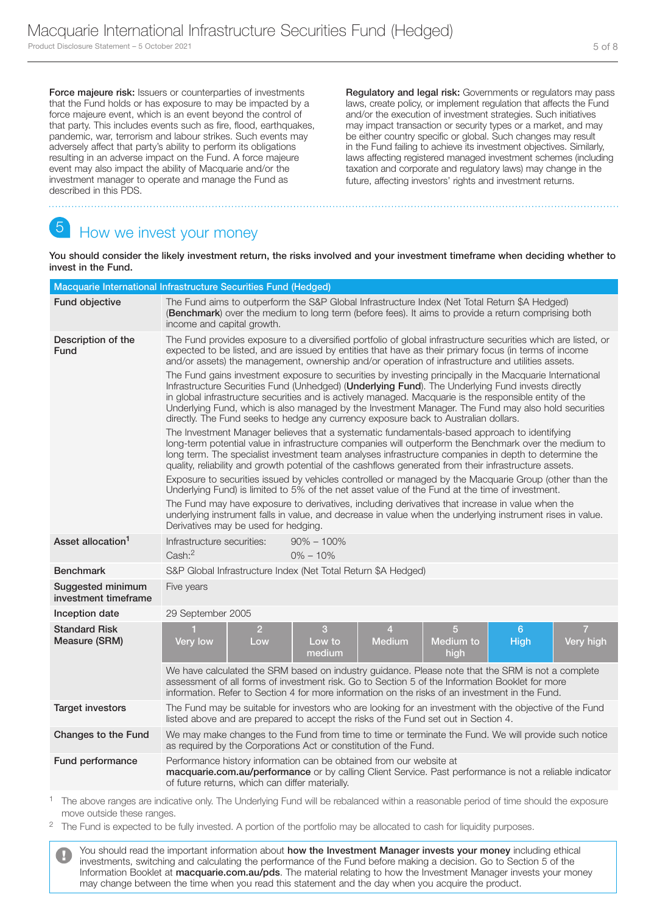**Force majeure risk:** Issuers or counterparties of investments that the Fund holds or has exposure to may be impacted by a force majeure event, which is an event beyond the control of that party. This includes events such as fire, flood, earthquakes, pandemic, war, terrorism and labour strikes. Such events may adversely affect that party's ability to perform its obligations resulting in an adverse impact on the Fund. A force majeure event may also impact the ability of Macquarie and/or the investment manager to operate and manage the Fund as described in this PDS.

**Regulatory and legal risk:** Governments or regulators may pass laws, create policy, or implement regulation that affects the Fund and/or the execution of investment strategies. Such initiatives may impact transaction or security types or a market, and may be either country specific or global. Such changes may result in the Fund failing to achieve its investment objectives. Similarly, laws affecting registered managed investment schemes (including taxation and corporate and regulatory laws) may change in the future, affecting investors' rights and investment returns.

## 5 How we invest your money

**You should consider the likely investment return, the risks involved and your investment timeframe when deciding whether to invest in the Fund.**

| Macquarie International Infrastructure Securities Fund (Hedged) | |
|---|---|
| **Fund objective** | The Fund aims to outperform the S&P Global Infrastructure Index (Net Total Return $A Hedged) (**Benchmark**) over the medium to long term (before fees). It aims to provide a return comprising both income and capital growth. |
| **Description of the Fund** | The Fund provides exposure to a diversified portfolio of global infrastructure securities which are listed, or expected to be listed, and are issued by entities that have as their primary focus (in terms of income and/or assets) the management, ownership and/or operation of infrastructure and utilities assets.<br><br>The Fund gains investment exposure to securities by investing principally in the Macquarie International Infrastructure Securities Fund (Unhedged) (**Underlying Fund**). The Underlying Fund invests directly in global infrastructure securities and is actively managed. Macquarie is the responsible entity of the Underlying Fund, which is also managed by the Investment Manager. The Fund may also hold securities directly. The Fund seeks to hedge any currency exposure back to Australian dollars.<br><br>The Investment Manager believes that a systematic fundamentals-based approach to identifying long-term potential value in infrastructure companies will outperform the Benchmark over the medium to long term. The specialist investment team analyses infrastructure companies in depth to determine the quality, reliability and growth potential of the cashflows generated from their infrastructure assets.<br><br>Exposure to securities issued by vehicles controlled or managed by the Macquarie Group (other than the Underlying Fund) is limited to 5% of the net asset value of the Fund at the time of investment.<br><br>The Fund may have exposure to derivatives, including derivatives that increase in value when the underlying instrument falls in value, and decrease in value when the underlying instrument rises in value. Derivatives may be used for hedging. |
| **Asset allocation**[1] | Infrastructure securities: 90% – 100%<br>Cash:[2] 0% – 10% |
| **Benchmark** | S&P Global Infrastructure Index (Net Total Return $A Hedged) |
| **Suggested minimum investment timeframe** | Five years |
| **Inception date** | 29 September 2005 |
| **Standard Risk Measure (SRM)** | 1 Very low / 2 Low / 3 Low to medium / 4 Medium / 5 Medium to high / **6 High** / 7 Very high<br><br>We have calculated the SRM based on industry guidance. Please note that the SRM is not a complete assessment of all forms of investment risk. Go to Section 5 of the Information Booklet for more information. Refer to Section 4 for more information on the risks of an investment in the Fund. |
| **Target investors** | The Fund may be suitable for investors who are looking for an investment with the objective of the Fund listed above and are prepared to accept the risks of the Fund set out in Section 4. |
| **Changes to the Fund** | We may make changes to the Fund from time to time or terminate the Fund. We will provide such notice as required by the Corporations Act or constitution of the Fund. |
| **Fund performance** | Performance history information can be obtained from our website at **macquarie.com.au/performance** or by calling Client Service. Past performance is not a reliable indicator of future returns, which can differ materially. |

[1] The above ranges are indicative only. The Underlying Fund will be rebalanced within a reasonable period of time should the exposure move outside these ranges.

[2] The Fund is expected to be fully invested. A portion of the portfolio may be allocated to cash for liquidity purposes.

> You should read the important information about **how the Investment Manager invests your money** including ethical investments, switching and calculating the performance of the Fund before making a decision. Go to Section 5 of the Information Booklet at **macquarie.com.au/pds**. The material relating to how the Investment Manager invests your money may change between the time when you read this statement and the day when you acquire the product.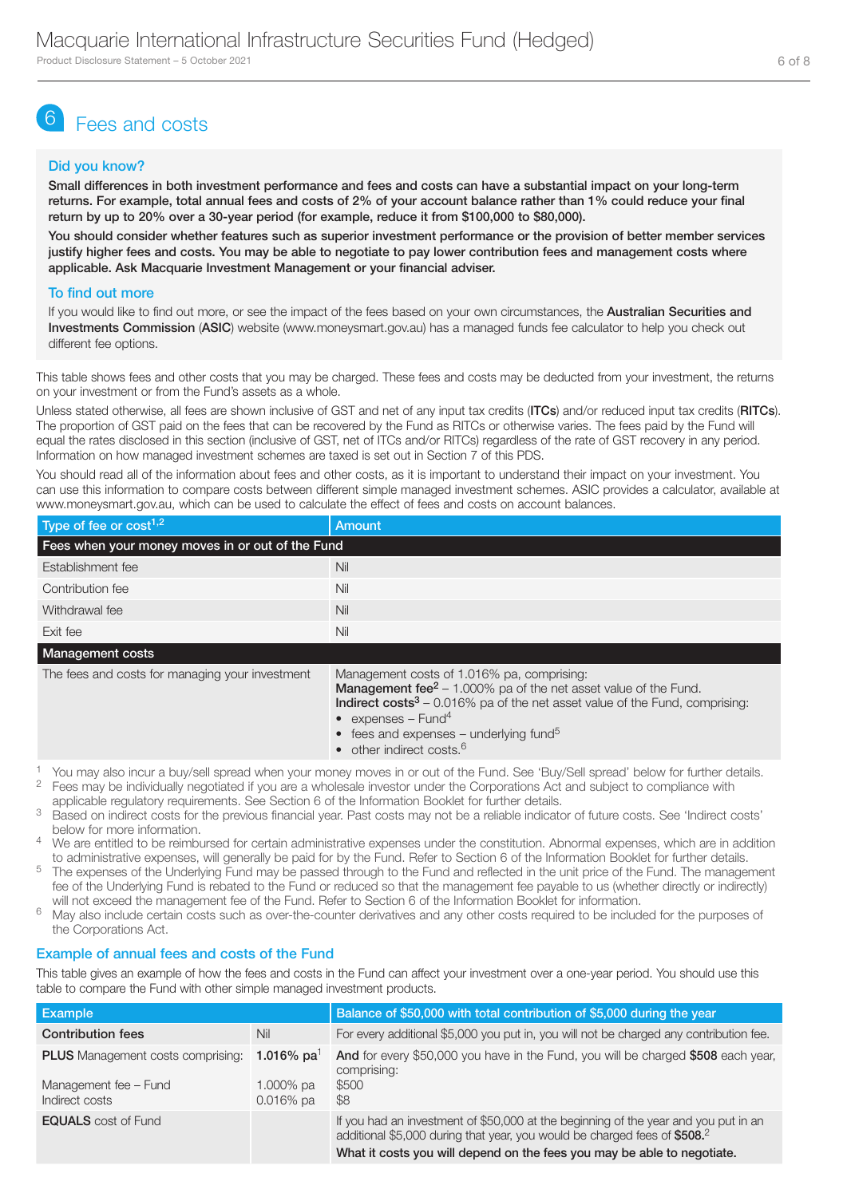# 6 Fees and costs

### Did you know?

**Small differences in both investment performance and fees and costs can have a substantial impact on your long-term returns. For example, total annual fees and costs of 2% of your account balance rather than 1% could reduce your final return by up to 20% over a 30-year period (for example, reduce it from $100,000 to $80,000).**

**You should consider whether features such as superior investment performance or the provision of better member services justify higher fees and costs. You may be able to negotiate to pay lower contribution fees and management costs where applicable. Ask Macquarie Investment Management or your financial adviser.**

### To find out more

If you would like to find out more, or see the impact of the fees based on your own circumstances, the **Australian Securities and Investments Commission** (**ASIC**) website (www.moneysmart.gov.au) has a managed funds fee calculator to help you check out different fee options.

This table shows fees and other costs that you may be charged. These fees and costs may be deducted from your investment, the returns on your investment or from the Fund's assets as a whole.

Unless stated otherwise, all fees are shown inclusive of GST and net of any input tax credits (**ITCs**) and/or reduced input tax credits (**RITCs**). The proportion of GST paid on the fees that can be recovered by the Fund as RITCs or otherwise varies. The fees paid by the Fund will equal the rates disclosed in this section (inclusive of GST, net of ITCs and/or RITCs) regardless of the rate of GST recovery in any period. Information on how managed investment schemes are taxed is set out in Section 7 of this PDS.

You should read all of the information about fees and other costs, as it is important to understand their impact on your investment. You can use this information to compare costs between different simple managed investment schemes. ASIC provides a calculator, available at www.moneysmart.gov.au, which can be used to calculate the effect of fees and costs on account balances.

| Type of fee or cost[1,2] | Amount |
|---|---|
| **Fees when your money moves in or out of the Fund** | |
| Establishment fee | Nil |
| Contribution fee | Nil |
| Withdrawal fee | Nil |
| Exit fee | Nil |
| **Management costs** | |
| The fees and costs for managing your investment | Management costs of 1.016% pa, comprising:<br>**Management fee**[2] – 1.000% pa of the net asset value of the Fund.<br>**Indirect costs**[3] – 0.016% pa of the net asset value of the Fund, comprising:<br>• expenses – Fund[4]<br>• fees and expenses – underlying fund[5]<br>• other indirect costs.[6] |

1. You may also incur a buy/sell spread when your money moves in or out of the Fund. See 'Buy/Sell spread' below for further details.
2. Fees may be individually negotiated if you are a wholesale investor under the Corporations Act and subject to compliance with applicable regulatory requirements. See Section 6 of the Information Booklet for further details.
3. Based on indirect costs for the previous financial year. Past costs may not be a reliable indicator of future costs. See 'Indirect costs' below for more information.
4. We are entitled to be reimbursed for certain administrative expenses under the constitution. Abnormal expenses, which are in addition to administrative expenses, will generally be paid for by the Fund. Refer to Section 6 of the Information Booklet for further details.
5. The expenses of the Underlying Fund may be passed through to the Fund and reflected in the unit price of the Fund. The management fee of the Underlying Fund is rebated to the Fund or reduced so that the management fee payable to us (whether directly or indirectly) will not exceed the management fee of the Fund. Refer to Section 6 of the Information Booklet for information.
6. May also include certain costs such as over-the-counter derivatives and any other costs required to be included for the purposes of the Corporations Act.

### Example of annual fees and costs of the Fund

This table gives an example of how the fees and costs in the Fund can affect your investment over a one-year period. You should use this table to compare the Fund with other simple managed investment products.

| Example | | Balance of $50,000 with total contribution of $5,000 during the year |
|---|---|---|
| **Contribution fees** | Nil | For every additional $5,000 you put in, you will not be charged any contribution fee. |
| **PLUS** Management costs comprising:<br><br>Management fee – Fund<br>Indirect costs | **1.016% pa**[1]<br><br>1.000% pa<br>0.016% pa | **And** for every $50,000 you have in the Fund, you will be charged **$508** each year, comprising:<br>$500<br>$8 |
| **EQUALS** cost of Fund | | If you had an investment of $50,000 at the beginning of the year and you put in an additional $5,000 during that year, you would be charged fees of **$508.**[2]<br>**What it costs you will depend on the fees you may be able to negotiate.** |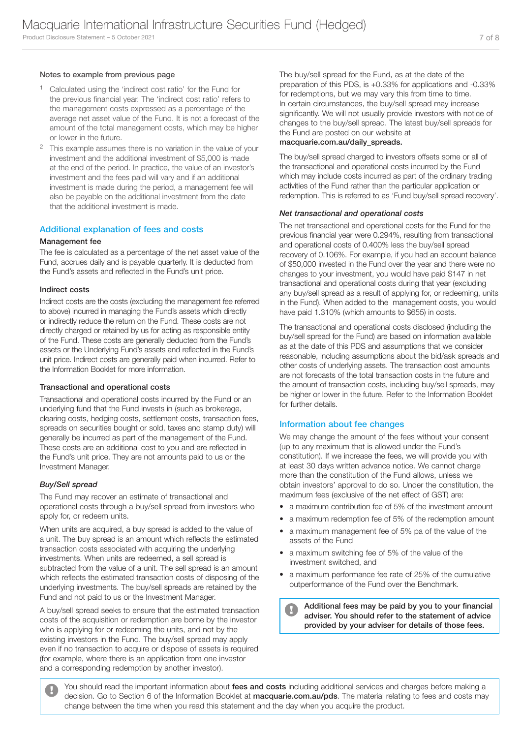#### Notes to example from previous page

[1] Calculated using the 'indirect cost ratio' for the Fund for the previous financial year. The 'indirect cost ratio' refers to the management costs expressed as a percentage of the average net asset value of the Fund. It is not a forecast of the amount of the total management costs, which may be higher or lower in the future.

[2] This example assumes there is no variation in the value of your investment and the additional investment of $5,000 is made at the end of the period. In practice, the value of an investor's investment and the fees paid will vary and if an additional investment is made during the period, a management fee will also be payable on the additional investment from the date that the additional investment is made.

## Additional explanation of fees and costs

#### Management fee

The fee is calculated as a percentage of the net asset value of the Fund, accrues daily and is payable quarterly. It is deducted from the Fund's assets and reflected in the Fund's unit price.

#### Indirect costs

Indirect costs are the costs (excluding the management fee referred to above) incurred in managing the Fund's assets which directly or indirectly reduce the return on the Fund. These costs are not directly charged or retained by us for acting as responsible entity of the Fund. These costs are generally deducted from the Fund's assets or the Underlying Fund's assets and reflected in the Fund's unit price. Indirect costs are generally paid when incurred. Refer to the Information Booklet for more information.

#### Transactional and operational costs

Transactional and operational costs incurred by the Fund or an underlying fund that the Fund invests in (such as brokerage, clearing costs, hedging costs, settlement costs, transaction fees, spreads on securities bought or sold, taxes and stamp duty) will generally be incurred as part of the management of the Fund. These costs are an additional cost to you and are reflected in the Fund's unit price. They are not amounts paid to us or the Investment Manager.

#### *Buy/Sell spread*

The Fund may recover an estimate of transactional and operational costs through a buy/sell spread from investors who apply for, or redeem units.

When units are acquired, a buy spread is added to the value of a unit. The buy spread is an amount which reflects the estimated transaction costs associated with acquiring the underlying investments. When units are redeemed, a sell spread is subtracted from the value of a unit. The sell spread is an amount which reflects the estimated transaction costs of disposing of the underlying investments. The buy/sell spreads are retained by the Fund and not paid to us or the Investment Manager.

A buy/sell spread seeks to ensure that the estimated transaction costs of the acquisition or redemption are borne by the investor who is applying for or redeeming the units, and not by the existing investors in the Fund. The buy/sell spread may apply even if no transaction to acquire or dispose of assets is required (for example, where there is an application from one investor and a corresponding redemption by another investor).

The buy/sell spread for the Fund, as at the date of the preparation of this PDS, is +0.33% for applications and -0.33% for redemptions, but we may vary this from time to time. In certain circumstances, the buy/sell spread may increase significantly. We will not usually provide investors with notice of changes to the buy/sell spread. The latest buy/sell spreads for the Fund are posted on our website at **macquarie.com.au/daily_spreads.**

The buy/sell spread charged to investors offsets some or all of the transactional and operational costs incurred by the Fund which may include costs incurred as part of the ordinary trading activities of the Fund rather than the particular application or redemption. This is referred to as 'Fund buy/sell spread recovery'.

#### *Net transactional and operational costs*

The net transactional and operational costs for the Fund for the previous financial year were 0.294%, resulting from transactional and operational costs of 0.400% less the buy/sell spread recovery of 0.106%. For example, if you had an account balance of $50,000 invested in the Fund over the year and there were no changes to your investment, you would have paid $147 in net transactional and operational costs during that year (excluding any buy/sell spread as a result of applying for, or redeeming, units in the Fund). When added to the management costs, you would have paid 1.310% (which amounts to $655) in costs.

The transactional and operational costs disclosed (including the buy/sell spread for the Fund) are based on information available as at the date of this PDS and assumptions that we consider reasonable, including assumptions about the bid/ask spreads and other costs of underlying assets. The transaction cost amounts are not forecasts of the total transaction costs in the future and the amount of transaction costs, including buy/sell spreads, may be higher or lower in the future. Refer to the Information Booklet for further details.

## Information about fee changes

We may change the amount of the fees without your consent (up to any maximum that is allowed under the Fund's constitution). If we increase the fees, we will provide you with at least 30 days written advance notice. We cannot charge more than the constitution of the Fund allows, unless we obtain investors' approval to do so. Under the constitution, the maximum fees (exclusive of the net effect of GST) are:

- a maximum contribution fee of 5% of the investment amount
- a maximum redemption fee of 5% of the redemption amount
- a maximum management fee of 5% pa of the value of the assets of the Fund
- a maximum switching fee of 5% of the value of the investment switched, and
- a maximum performance fee rate of 25% of the cumulative outperformance of the Fund over the Benchmark.

**Additional fees may be paid by you to your financial adviser. You should refer to the statement of advice provided by your adviser for details of those fees.**

You should read the important information about **fees and costs** including additional services and charges before making a decision. Go to Section 6 of the Information Booklet at **macquarie.com.au/pds**. The material relating to fees and costs may change between the time when you read this statement and the day when you acquire the product.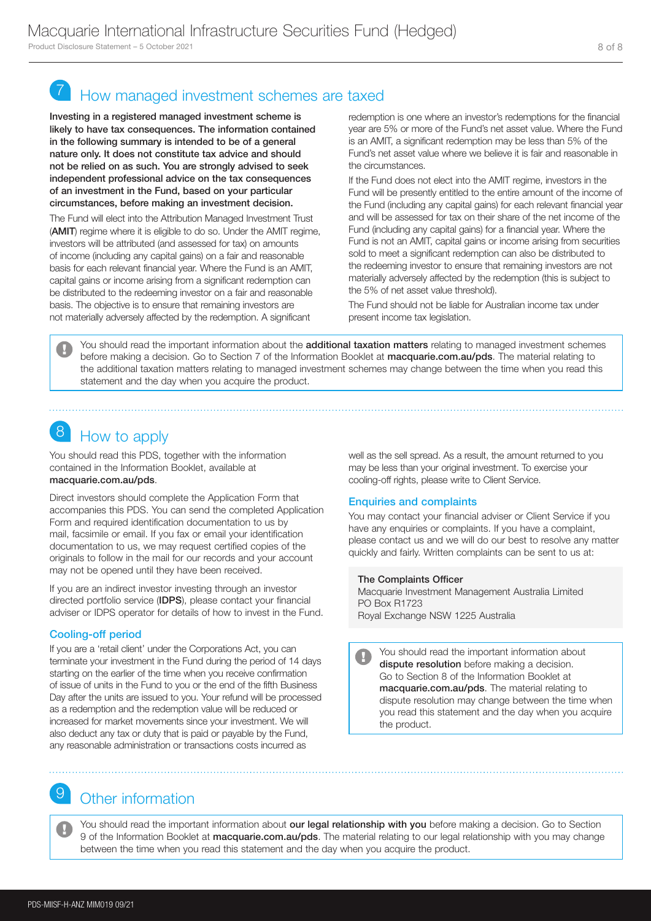## 7 How managed investment schemes are taxed

**Investing in a registered managed investment scheme is likely to have tax consequences. The information contained in the following summary is intended to be of a general nature only. It does not constitute tax advice and should not be relied on as such. You are strongly advised to seek independent professional advice on the tax consequences of an investment in the Fund, based on your particular circumstances, before making an investment decision.**

The Fund will elect into the Attribution Managed Investment Trust (**AMIT**) regime where it is eligible to do so. Under the AMIT regime, investors will be attributed (and assessed for tax) on amounts of income (including any capital gains) on a fair and reasonable basis for each relevant financial year. Where the Fund is an AMIT, capital gains or income arising from a significant redemption can be distributed to the redeeming investor on a fair and reasonable basis. The objective is to ensure that remaining investors are not materially adversely affected by the redemption. A significant redemption is one where an investor's redemptions for the financial year are 5% or more of the Fund's net asset value. Where the Fund is an AMIT, a significant redemption may be less than 5% of the Fund's net asset value where we believe it is fair and reasonable in the circumstances.

If the Fund does not elect into the AMIT regime, investors in the Fund will be presently entitled to the entire amount of the income of the Fund (including any capital gains) for each relevant financial year and will be assessed for tax on their share of the net income of the Fund (including any capital gains) for a financial year. Where the Fund is not an AMIT, capital gains or income arising from securities sold to meet a significant redemption can also be distributed to the redeeming investor to ensure that remaining investors are not materially adversely affected by the redemption (this is subject to the 5% of net asset value threshold).

The Fund should not be liable for Australian income tax under present income tax legislation.

> You should read the important information about the **additional taxation matters** relating to managed investment schemes before making a decision. Go to Section 7 of the Information Booklet at **macquarie.com.au/pds**. The material relating to the additional taxation matters relating to managed investment schemes may change between the time when you read this statement and the day when you acquire the product.

## 8 How to apply

You should read this PDS, together with the information contained in the Information Booklet, available at **macquarie.com.au/pds**.

Direct investors should complete the Application Form that accompanies this PDS. You can send the completed Application Form and required identification documentation to us by mail, facsimile or email. If you fax or email your identification documentation to us, we may request certified copies of the originals to follow in the mail for our records and your account may not be opened until they have been received.

If you are an indirect investor investing through an investor directed portfolio service (**IDPS**), please contact your financial adviser or IDPS operator for details of how to invest in the Fund.

### Cooling-off period

If you are a 'retail client' under the Corporations Act, you can terminate your investment in the Fund during the period of 14 days starting on the earlier of the time when you receive confirmation of issue of units in the Fund to you or the end of the fifth Business Day after the units are issued to you. Your refund will be processed as a redemption and the redemption value will be reduced or increased for market movements since your investment. We will also deduct any tax or duty that is paid or payable by the Fund, any reasonable administration or transactions costs incurred as well as the sell spread. As a result, the amount returned to you may be less than your original investment. To exercise your cooling-off rights, please write to Client Service.

### Enquiries and complaints

You may contact your financial adviser or Client Service if you have any enquiries or complaints. If you have a complaint, please contact us and we will do our best to resolve any matter quickly and fairly. Written complaints can be sent to us at:

**The Complaints Officer**
Macquarie Investment Management Australia Limited
PO Box R1723
Royal Exchange NSW 1225 Australia

> You should read the important information about **dispute resolution** before making a decision. Go to Section 8 of the Information Booklet at **macquarie.com.au/pds**. The material relating to dispute resolution may change between the time when you read this statement and the day when you acquire the product.

## 9 Other information

> You should read the important information about **our legal relationship with you** before making a decision. Go to Section 9 of the Information Booklet at **macquarie.com.au/pds**. The material relating to our legal relationship with you may change between the time when you read this statement and the day when you acquire the product.

PDS-MIISF-H-ANZ MIM019 09/21